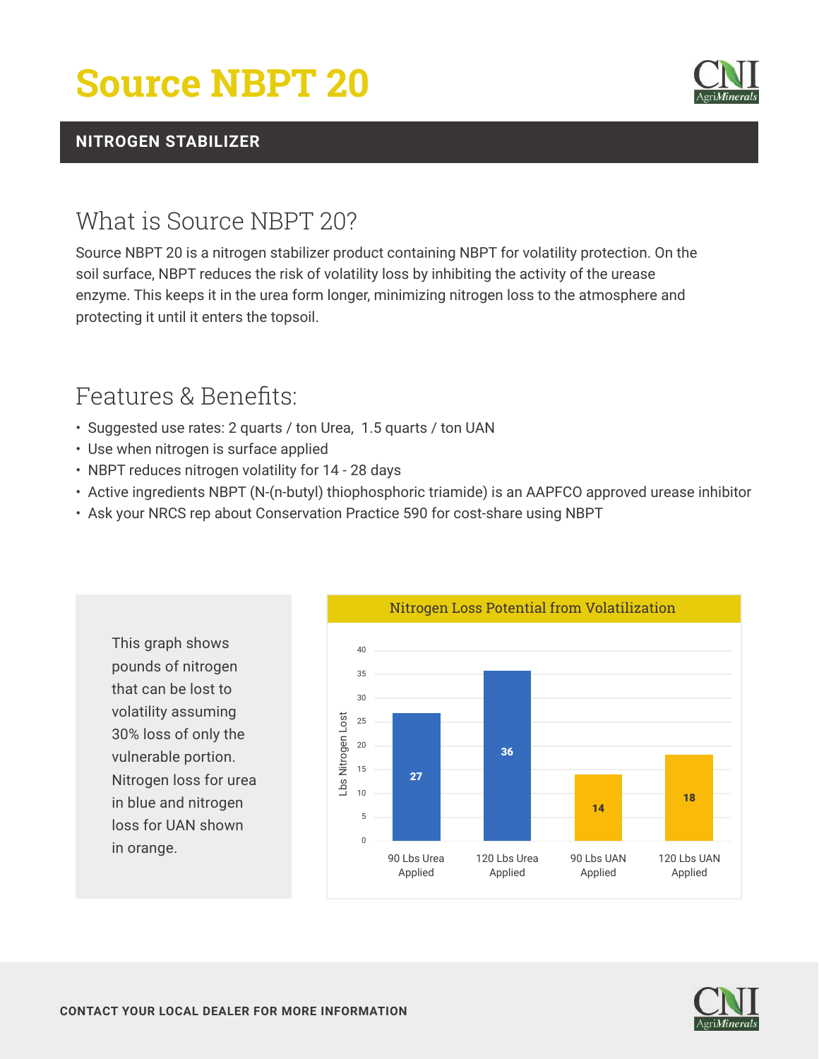# Source NBPT 20

**NITROGEN STABILIZER**

## What is Source NBPT 20?

Source NBPT 20 is a nitrogen stabilizer product containing NBPT for volatility protection. On the soil surface, NBPT reduces the risk of volatility loss by inhibiting the activity of the urease enzyme. This keeps it in the urea form longer, minimizing nitrogen loss to the atmosphere and protecting it until it enters the topsoil.

## Features & Benefits:

- Suggested use rates: 2 quarts / ton Urea, 1.5 quarts / ton UAN
- Use when nitrogen is surface applied
- NBPT reduces nitrogen volatility for 14 - 28 days
- Active ingredients NBPT (N-(n-butyl) thiophosphoric triamide) is an AAPFCO approved urease inhibitor
- Ask your NRCS rep about Conservation Practice 590 for cost-share using NBPT

This graph shows pounds of nitrogen that can be lost to volatility assuming 30% loss of only the vulnerable portion. Nitrogen loss for urea in blue and nitrogen loss for UAN shown in orange.

**Nitrogen Loss Potential from Volatilization**

| | Lbs Nitrogen Lost |
|---|---|
| 90 Lbs Urea Applied | 27 |
| 120 Lbs Urea Applied | 36 |
| 90 Lbs UAN Applied | 14 |
| 120 Lbs UAN Applied | 18 |

**CONTACT YOUR LOCAL DEALER FOR MORE INFORMATION**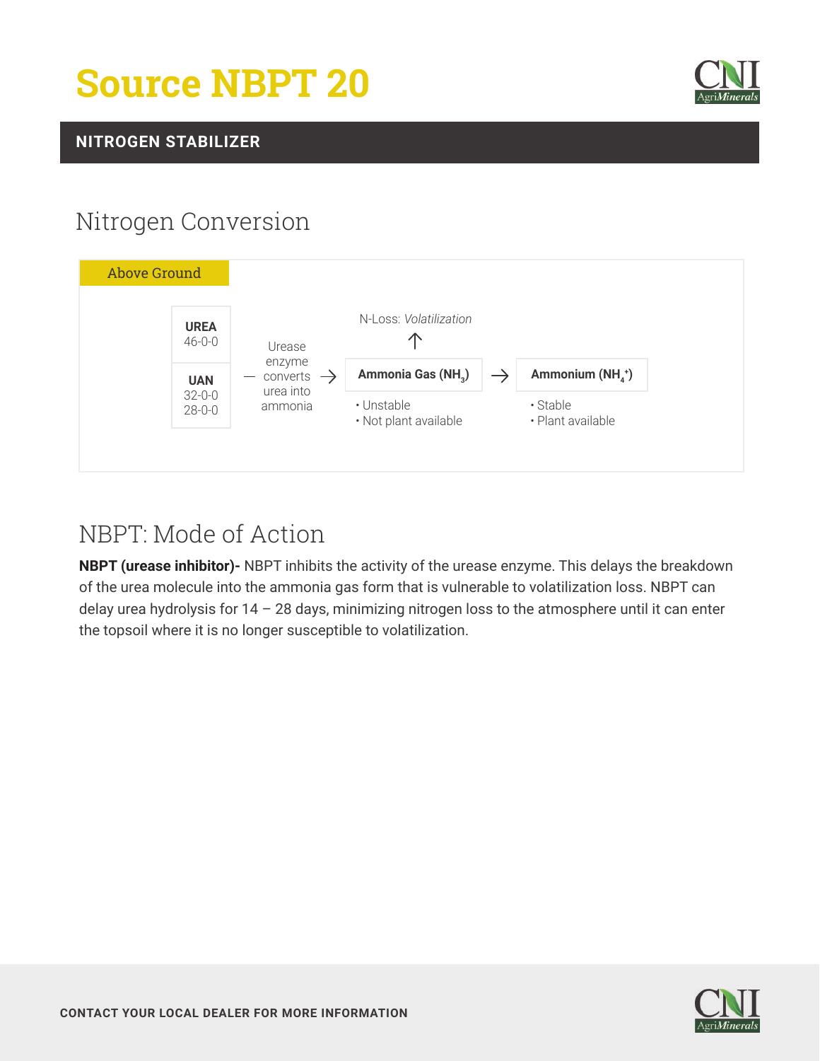# Source NBPT 20

**NITROGEN STABILIZER**

## Nitrogen Conversion

Above Ground

**UREA**
46-0-0

**UAN**
32-0-0
28-0-0

Urease enzyme converts urea into ammonia

N-Loss: *Volatilization*

**Ammonia Gas ($NH_3$)**
- Unstable
- Not plant available

**Ammonium ($NH_4^+$)**
- Stable
- Plant available

## NBPT: Mode of Action

**NBPT (urease inhibitor)-** NBPT inhibits the activity of the urease enzyme. This delays the breakdown of the urea molecule into the ammonia gas form that is vulnerable to volatilization loss. NBPT can delay urea hydrolysis for 14 – 28 days, minimizing nitrogen loss to the atmosphere until it can enter the topsoil where it is no longer susceptible to volatilization.

**CONTACT YOUR LOCAL DEALER FOR MORE INFORMATION**